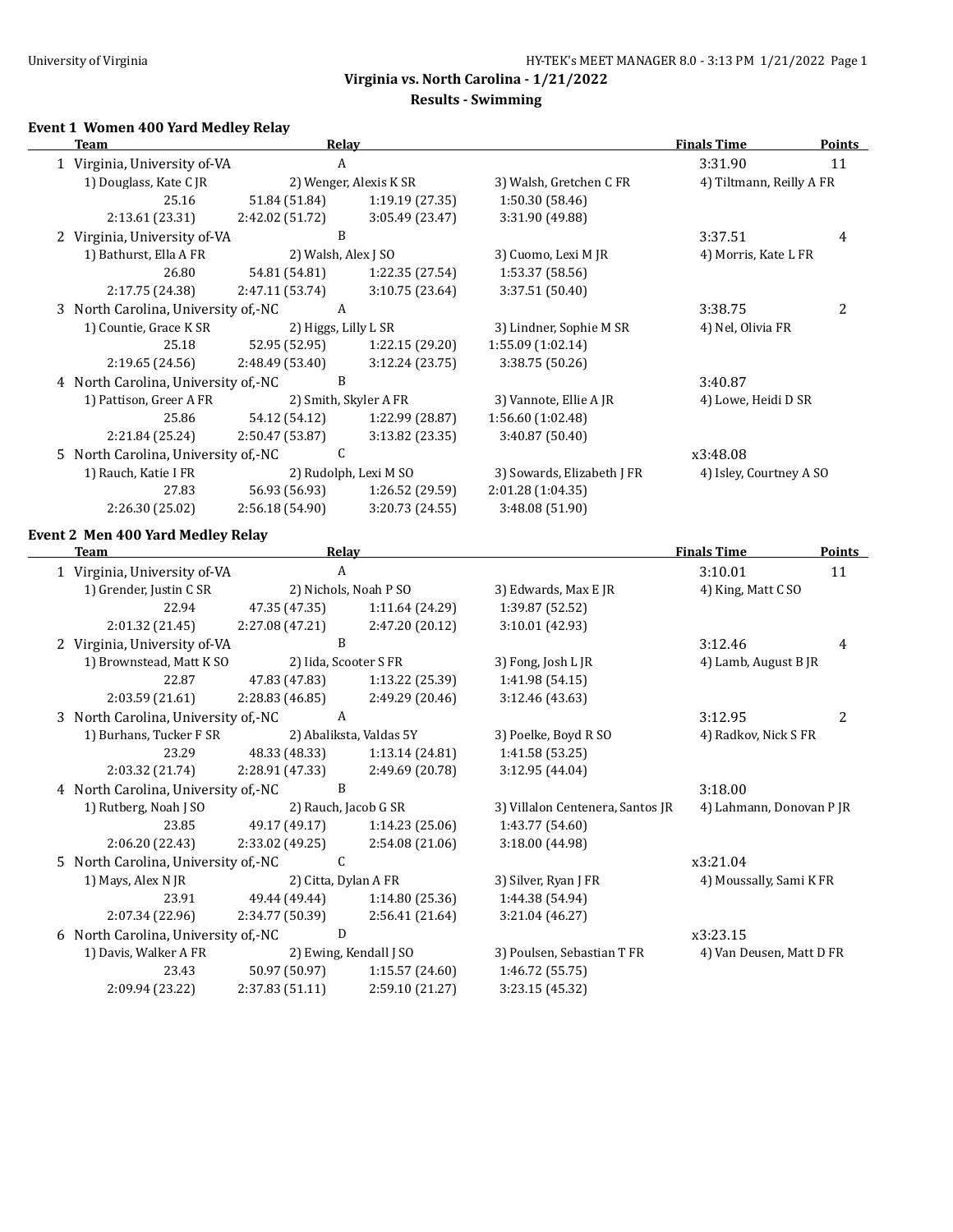## Virginia vs. North Carolina - 1/21/2022

### Results - Swimming

**Event 1 Women 400 Yard Medley Relay**

| | Team | Relay | | | Finals Time | Points |
|---|---|---|---|---|---|---|
| 1 | Virginia, University of-VA | A | | | 3:31.90 | 11 |
| | 1) Douglass, Kate C JR | 2) Wenger, Alexis K SR | 3) Walsh, Gretchen C FR | 4) Tiltmann, Reilly A FR | | |
| | 25.16 | 51.84 (51.84) | 1:19.19 (27.35) | 1:50.30 (58.46) | | |
| | 2:13.61 (23.31) | 2:42.02 (51.72) | 3:05.49 (23.47) | 3:31.90 (49.88) | | |
| 2 | Virginia, University of-VA | B | | | 3:37.51 | 4 |
| | 1) Bathurst, Ella A FR | 2) Walsh, Alex J SO | 3) Cuomo, Lexi M JR | 4) Morris, Kate L FR | | |
| | 26.80 | 54.81 (54.81) | 1:22.35 (27.54) | 1:53.37 (58.56) | | |
| | 2:17.75 (24.38) | 2:47.11 (53.74) | 3:10.75 (23.64) | 3:37.51 (50.40) | | |
| 3 | North Carolina, University of,-NC | A | | | 3:38.75 | 2 |
| | 1) Countie, Grace K SR | 2) Higgs, Lilly L SR | 3) Lindner, Sophie M SR | 4) Nel, Olivia FR | | |
| | 25.18 | 52.95 (52.95) | 1:22.15 (29.20) | 1:55.09 (1:02.14) | | |
| | 2:19.65 (24.56) | 2:48.49 (53.40) | 3:12.24 (23.75) | 3:38.75 (50.26) | | |
| 4 | North Carolina, University of,-NC | B | | | 3:40.87 | |
| | 1) Pattison, Greer A FR | 2) Smith, Skyler A FR | 3) Vannote, Ellie A JR | 4) Lowe, Heidi D SR | | |
| | 25.86 | 54.12 (54.12) | 1:22.99 (28.87) | 1:56.60 (1:02.48) | | |
| | 2:21.84 (25.24) | 2:50.47 (53.87) | 3:13.82 (23.35) | 3:40.87 (50.40) | | |
| 5 | North Carolina, University of,-NC | C | | | x3:48.08 | |
| | 1) Rauch, Katie I FR | 2) Rudolph, Lexi M SO | 3) Sowards, Elizabeth J FR | 4) Isley, Courtney A SO | | |
| | 27.83 | 56.93 (56.93) | 1:26.52 (29.59) | 2:01.28 (1:04.35) | | |
| | 2:26.30 (25.02) | 2:56.18 (54.90) | 3:20.73 (24.55) | 3:48.08 (51.90) | | |

**Event 2 Men 400 Yard Medley Relay**

| | Team | Relay | | | Finals Time | Points |
|---|---|---|---|---|---|---|
| 1 | Virginia, University of-VA | A | | | 3:10.01 | 11 |
| | 1) Grender, Justin C SR | 2) Nichols, Noah P SO | 3) Edwards, Max E JR | 4) King, Matt C SO | | |
| | 22.94 | 47.35 (47.35) | 1:11.64 (24.29) | 1:39.87 (52.52) | | |
| | 2:01.32 (21.45) | 2:27.08 (47.21) | 2:47.20 (20.12) | 3:10.01 (42.93) | | |
| 2 | Virginia, University of-VA | B | | | 3:12.46 | 4 |
| | 1) Brownstead, Matt K SO | 2) Iida, Scooter S FR | 3) Fong, Josh L JR | 4) Lamb, August B JR | | |
| | 22.87 | 47.83 (47.83) | 1:13.22 (25.39) | 1:41.98 (54.15) | | |
| | 2:03.59 (21.61) | 2:28.83 (46.85) | 2:49.29 (20.46) | 3:12.46 (43.63) | | |
| 3 | North Carolina, University of,-NC | A | | | 3:12.95 | 2 |
| | 1) Burhans, Tucker F SR | 2) Abaliksta, Valdas 5Y | 3) Poelke, Boyd R SO | 4) Radkov, Nick S FR | | |
| | 23.29 | 48.33 (48.33) | 1:13.14 (24.81) | 1:41.58 (53.25) | | |
| | 2:03.32 (21.74) | 2:28.91 (47.33) | 2:49.69 (20.78) | 3:12.95 (44.04) | | |
| 4 | North Carolina, University of,-NC | B | | | 3:18.00 | |
| | 1) Rutberg, Noah J SO | 2) Rauch, Jacob G SR | 3) Villalon Centenera, Santos JR | 4) Lahmann, Donovan P JR | | |
| | 23.85 | 49.17 (49.17) | 1:14.23 (25.06) | 1:43.77 (54.60) | | |
| | 2:06.20 (22.43) | 2:33.02 (49.25) | 2:54.08 (21.06) | 3:18.00 (44.98) | | |
| 5 | North Carolina, University of,-NC | C | | | x3:21.04 | |
| | 1) Mays, Alex N JR | 2) Citta, Dylan A FR | 3) Silver, Ryan J FR | 4) Moussally, Sami K FR | | |
| | 23.91 | 49.44 (49.44) | 1:14.80 (25.36) | 1:44.38 (54.94) | | |
| | 2:07.34 (22.96) | 2:34.77 (50.39) | 2:56.41 (21.64) | 3:21.04 (46.27) | | |
| 6 | North Carolina, University of,-NC | D | | | x3:23.15 | |
| | 1) Davis, Walker A FR | 2) Ewing, Kendall J SO | 3) Poulsen, Sebastian T FR | 4) Van Deusen, Matt D FR | | |
| | 23.43 | 50.97 (50.97) | 1:15.57 (24.60) | 1:46.72 (55.75) | | |
| | 2:09.94 (23.22) | 2:37.83 (51.11) | 2:59.10 (21.27) | 3:23.15 (45.32) | | |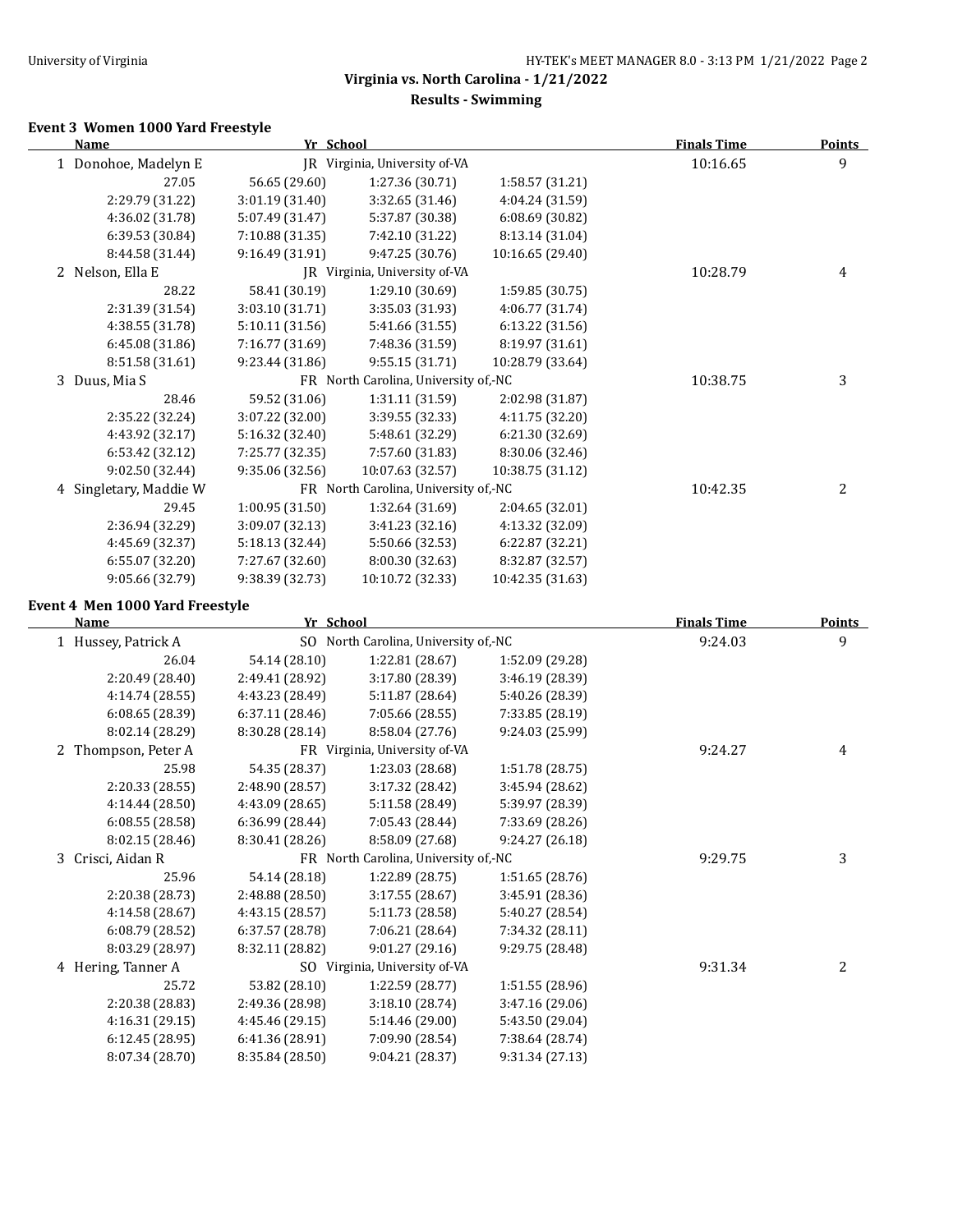**Virginia vs. North Carolina - 1/21/2022**

**Results - Swimming**

### Event 3 Women 1000 Yard Freestyle

| Name | Yr | School | Finals Time | Points |
|---|---|---|---|---|
| 1 Donohoe, Madelyn E | JR | Virginia, University of-VA | 10:16.65 | 9 |
| 2 Nelson, Ella E | JR | Virginia, University of-VA | 10:28.79 | 4 |
| 3 Duus, Mia S | FR | North Carolina, University of,-NC | 10:38.75 | 3 |
| 4 Singletary, Maddie W | FR | North Carolina, University of,-NC | 10:42.35 | 2 |

Splits:

1 Donohoe, Madelyn E

| | | | |
|---|---|---|---|
| 27.05 | 56.65 (29.60) | 1:27.36 (30.71) | 1:58.57 (31.21) |
| 2:29.79 (31.22) | 3:01.19 (31.40) | 3:32.65 (31.46) | 4:04.24 (31.59) |
| 4:36.02 (31.78) | 5:07.49 (31.47) | 5:37.87 (30.38) | 6:08.69 (30.82) |
| 6:39.53 (30.84) | 7:10.88 (31.35) | 7:42.10 (31.22) | 8:13.14 (31.04) |
| 8:44.58 (31.44) | 9:16.49 (31.91) | 9:47.25 (30.76) | 10:16.65 (29.40) |

2 Nelson, Ella E

| | | | |
|---|---|---|---|
| 28.22 | 58.41 (30.19) | 1:29.10 (30.69) | 1:59.85 (30.75) |
| 2:31.39 (31.54) | 3:03.10 (31.71) | 3:35.03 (31.93) | 4:06.77 (31.74) |
| 4:38.55 (31.78) | 5:10.11 (31.56) | 5:41.66 (31.55) | 6:13.22 (31.56) |
| 6:45.08 (31.86) | 7:16.77 (31.69) | 7:48.36 (31.59) | 8:19.97 (31.61) |
| 8:51.58 (31.61) | 9:23.44 (31.86) | 9:55.15 (31.71) | 10:28.79 (33.64) |

3 Duus, Mia S

| | | | |
|---|---|---|---|
| 28.46 | 59.52 (31.06) | 1:31.11 (31.59) | 2:02.98 (31.87) |
| 2:35.22 (32.24) | 3:07.22 (32.00) | 3:39.55 (32.33) | 4:11.75 (32.20) |
| 4:43.92 (32.17) | 5:16.32 (32.40) | 5:48.61 (32.29) | 6:21.30 (32.69) |
| 6:53.42 (32.12) | 7:25.77 (32.35) | 7:57.60 (31.83) | 8:30.06 (32.46) |
| 9:02.50 (32.44) | 9:35.06 (32.56) | 10:07.63 (32.57) | 10:38.75 (31.12) |

4 Singletary, Maddie W

| | | | |
|---|---|---|---|
| 29.45 | 1:00.95 (31.50) | 1:32.64 (31.69) | 2:04.65 (32.01) |
| 2:36.94 (32.29) | 3:09.07 (32.13) | 3:41.23 (32.16) | 4:13.32 (32.09) |
| 4:45.69 (32.37) | 5:18.13 (32.44) | 5:50.66 (32.53) | 6:22.87 (32.21) |
| 6:55.07 (32.20) | 7:27.67 (32.60) | 8:00.30 (32.63) | 8:32.87 (32.57) |
| 9:05.66 (32.79) | 9:38.39 (32.73) | 10:10.72 (32.33) | 10:42.35 (31.63) |

### Event 4 Men 1000 Yard Freestyle

| Name | Yr | School | Finals Time | Points |
|---|---|---|---|---|
| 1 Hussey, Patrick A | SO | North Carolina, University of,-NC | 9:24.03 | 9 |
| 2 Thompson, Peter A | FR | Virginia, University of-VA | 9:24.27 | 4 |
| 3 Crisci, Aidan R | FR | North Carolina, University of,-NC | 9:29.75 | 3 |
| 4 Hering, Tanner A | SO | Virginia, University of-VA | 9:31.34 | 2 |

Splits:

1 Hussey, Patrick A

| | | | |
|---|---|---|---|
| 26.04 | 54.14 (28.10) | 1:22.81 (28.67) | 1:52.09 (29.28) |
| 2:20.49 (28.40) | 2:49.41 (28.92) | 3:17.80 (28.39) | 3:46.19 (28.39) |
| 4:14.74 (28.55) | 4:43.23 (28.49) | 5:11.87 (28.64) | 5:40.26 (28.39) |
| 6:08.65 (28.39) | 6:37.11 (28.46) | 7:05.66 (28.55) | 7:33.85 (28.19) |
| 8:02.14 (28.29) | 8:30.28 (28.14) | 8:58.04 (27.76) | 9:24.03 (25.99) |

2 Thompson, Peter A

| | | | |
|---|---|---|---|
| 25.98 | 54.35 (28.37) | 1:23.03 (28.68) | 1:51.78 (28.75) |
| 2:20.33 (28.55) | 2:48.90 (28.57) | 3:17.32 (28.42) | 3:45.94 (28.62) |
| 4:14.44 (28.50) | 4:43.09 (28.65) | 5:11.58 (28.49) | 5:39.97 (28.39) |
| 6:08.55 (28.58) | 6:36.99 (28.44) | 7:05.43 (28.44) | 7:33.69 (28.26) |
| 8:02.15 (28.46) | 8:30.41 (28.26) | 8:58.09 (27.68) | 9:24.27 (26.18) |

3 Crisci, Aidan R

| | | | |
|---|---|---|---|
| 25.96 | 54.14 (28.18) | 1:22.89 (28.75) | 1:51.65 (28.76) |
| 2:20.38 (28.73) | 2:48.88 (28.50) | 3:17.55 (28.67) | 3:45.91 (28.36) |
| 4:14.58 (28.67) | 4:43.15 (28.57) | 5:11.73 (28.58) | 5:40.27 (28.54) |
| 6:08.79 (28.52) | 6:37.57 (28.78) | 7:06.21 (28.64) | 7:34.32 (28.11) |
| 8:03.29 (28.97) | 8:32.11 (28.82) | 9:01.27 (29.16) | 9:29.75 (28.48) |

4 Hering, Tanner A

| | | | |
|---|---|---|---|
| 25.72 | 53.82 (28.10) | 1:22.59 (28.77) | 1:51.55 (28.96) |
| 2:20.38 (28.83) | 2:49.36 (28.98) | 3:18.10 (28.74) | 3:47.16 (29.06) |
| 4:16.31 (29.15) | 4:45.46 (29.15) | 5:14.46 (29.00) | 5:43.50 (29.04) |
| 6:12.45 (28.95) | 6:41.36 (28.91) | 7:09.90 (28.54) | 7:38.64 (28.74) |
| 8:07.34 (28.70) | 8:35.84 (28.50) | 9:04.21 (28.37) | 9:31.34 (27.13) |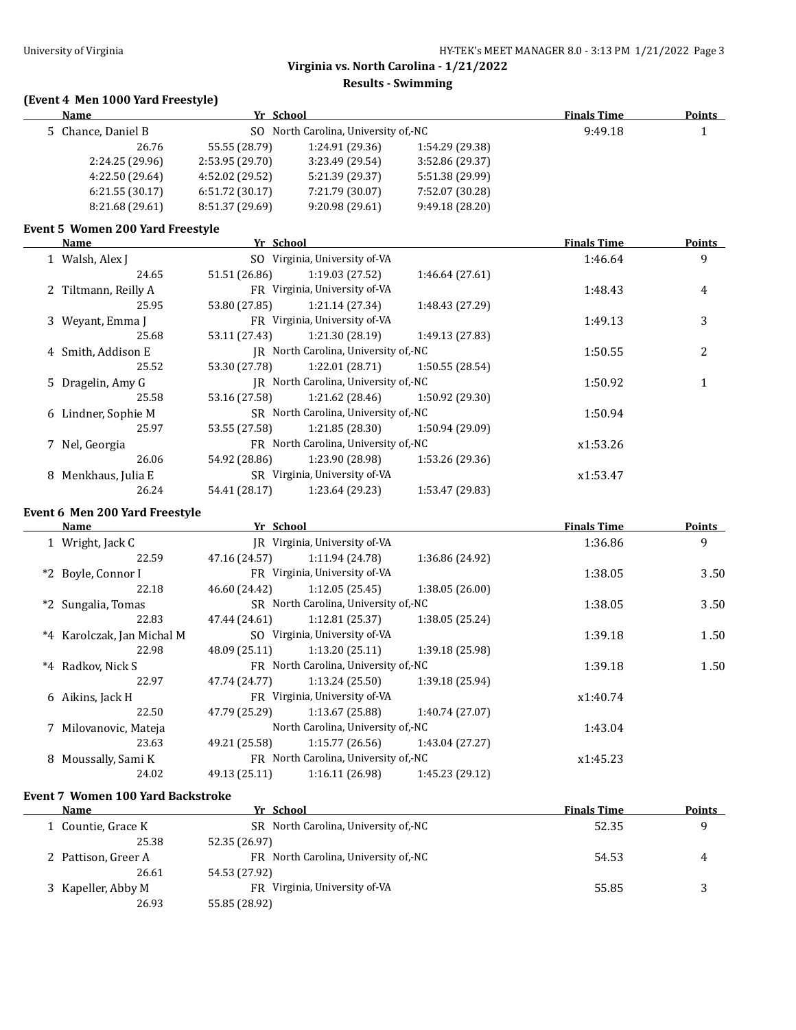**Virginia vs. North Carolina - 1/21/2022**

**Results - Swimming**

### (Event 4 Men 1000 Yard Freestyle)

| | Name | Yr | School | Finals Time | Points |
|---|---|---|---|---|---|
| 5 | Chance, Daniel B | SO | North Carolina, University of,-NC | 9:49.18 | 1 |

26.76 | 55.55 (28.79) | 1:24.91 (29.36) | 1:54.29 (29.38)
2:24.25 (29.96) | 2:53.95 (29.70) | 3:23.49 (29.54) | 3:52.86 (29.37)
4:22.50 (29.64) | 4:52.02 (29.52) | 5:21.39 (29.37) | 5:51.38 (29.99)
6:21.55 (30.17) | 6:51.72 (30.17) | 7:21.79 (30.07) | 7:52.07 (30.28)
8:21.68 (29.61) | 8:51.37 (29.69) | 9:20.98 (29.61) | 9:49.18 (28.20)

### Event 5 Women 200 Yard Freestyle

| | Name | Yr | School | Finals Time | Points |
|---|---|---|---|---|---|
| 1 | Walsh, Alex J | SO | Virginia, University of-VA | 1:46.64 | 9 |
| | 24.65 | 51.51 (26.86) | 1:19.03 (27.52) | 1:46.64 (27.61) | |
| 2 | Tiltmann, Reilly A | FR | Virginia, University of-VA | 1:48.43 | 4 |
| | 25.95 | 53.80 (27.85) | 1:21.14 (27.34) | 1:48.43 (27.29) | |
| 3 | Weyant, Emma J | FR | Virginia, University of-VA | 1:49.13 | 3 |
| | 25.68 | 53.11 (27.43) | 1:21.30 (28.19) | 1:49.13 (27.83) | |
| 4 | Smith, Addison E | JR | North Carolina, University of,-NC | 1:50.55 | 2 |
| | 25.52 | 53.30 (27.78) | 1:22.01 (28.71) | 1:50.55 (28.54) | |
| 5 | Dragelin, Amy G | JR | North Carolina, University of,-NC | 1:50.92 | 1 |
| | 25.58 | 53.16 (27.58) | 1:21.62 (28.46) | 1:50.92 (29.30) | |
| 6 | Lindner, Sophie M | SR | North Carolina, University of,-NC | 1:50.94 | |
| | 25.97 | 53.55 (27.58) | 1:21.85 (28.30) | 1:50.94 (29.09) | |
| 7 | Nel, Georgia | FR | North Carolina, University of,-NC | x1:53.26 | |
| | 26.06 | 54.92 (28.86) | 1:23.90 (28.98) | 1:53.26 (29.36) | |
| 8 | Menkhaus, Julia E | SR | Virginia, University of-VA | x1:53.47 | |
| | 26.24 | 54.41 (28.17) | 1:23.64 (29.23) | 1:53.47 (29.83) | |

### Event 6 Men 200 Yard Freestyle

| | Name | Yr | School | Finals Time | Points |
|---|---|---|---|---|---|
| 1 | Wright, Jack C | JR | Virginia, University of-VA | 1:36.86 | 9 |
| | 22.59 | 47.16 (24.57) | 1:11.94 (24.78) | 1:36.86 (24.92) | |
| *2 | Boyle, Connor I | FR | Virginia, University of-VA | 1:38.05 | 3.50 |
| | 22.18 | 46.60 (24.42) | 1:12.05 (25.45) | 1:38.05 (26.00) | |
| *2 | Sungalia, Tomas | SR | North Carolina, University of,-NC | 1:38.05 | 3.50 |
| | 22.83 | 47.44 (24.61) | 1:12.81 (25.37) | 1:38.05 (25.24) | |
| *4 | Karolczak, Jan Michal M | SO | Virginia, University of-VA | 1:39.18 | 1.50 |
| | 22.98 | 48.09 (25.11) | 1:13.20 (25.11) | 1:39.18 (25.98) | |
| *4 | Radkov, Nick S | FR | North Carolina, University of,-NC | 1:39.18 | 1.50 |
| | 22.97 | 47.74 (24.77) | 1:13.24 (25.50) | 1:39.18 (25.94) | |
| 6 | Aikins, Jack H | FR | Virginia, University of-VA | x1:40.74 | |
| | 22.50 | 47.79 (25.29) | 1:13.67 (25.88) | 1:40.74 (27.07) | |
| 7 | Milovanovic, Mateja | | North Carolina, University of,-NC | 1:43.04 | |
| | 23.63 | 49.21 (25.58) | 1:15.77 (26.56) | 1:43.04 (27.27) | |
| 8 | Moussally, Sami K | FR | North Carolina, University of,-NC | x1:45.23 | |
| | 24.02 | 49.13 (25.11) | 1:16.11 (26.98) | 1:45.23 (29.12) | |

### Event 7 Women 100 Yard Backstroke

| | Name | Yr | School | Finals Time | Points |
|---|---|---|---|---|---|
| 1 | Countie, Grace K | SR | North Carolina, University of,-NC | 52.35 | 9 |
| | 25.38 | 52.35 (26.97) | | | |
| 2 | Pattison, Greer A | FR | North Carolina, University of,-NC | 54.53 | 4 |
| | 26.61 | 54.53 (27.92) | | | |
| 3 | Kapeller, Abby M | FR | Virginia, University of-VA | 55.85 | 3 |
| | 26.93 | 55.85 (28.92) | | | |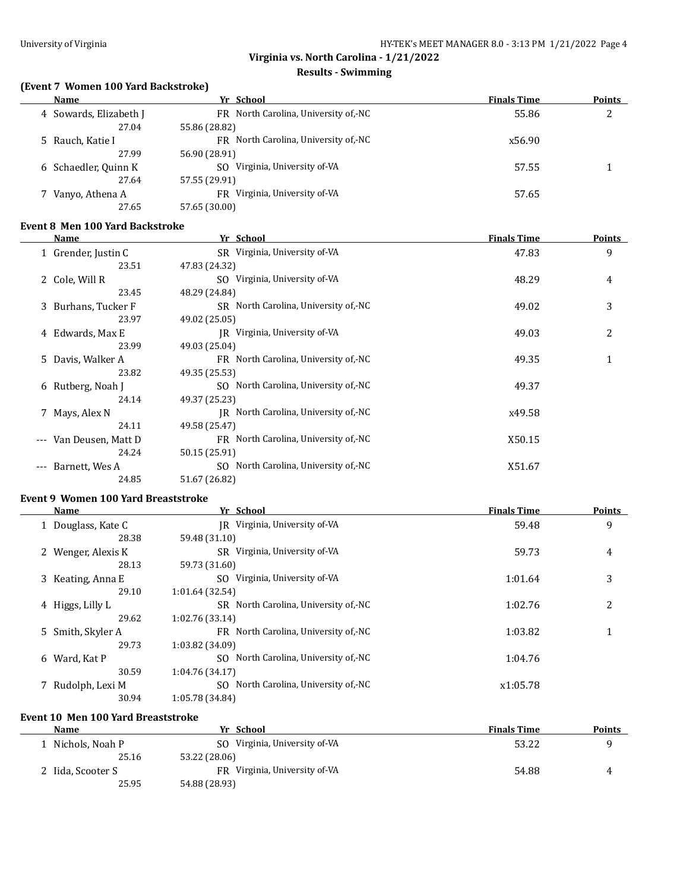**Virginia vs. North Carolina - 1/21/2022**

**Results - Swimming**

### (Event 7 Women 100 Yard Backstroke)

| | Name | Yr | School | Finals Time | Points |
|---|---|---|---|---|---|
| 4 | Sowards, Elizabeth J | FR | North Carolina, University of,-NC | 55.86 | 2 |
| | 27.04 | 55.86 (28.82) | | | |
| 5 | Rauch, Katie I | FR | North Carolina, University of,-NC | x56.90 | |
| | 27.99 | 56.90 (28.91) | | | |
| 6 | Schaedler, Quinn K | SO | Virginia, University of-VA | 57.55 | 1 |
| | 27.64 | 57.55 (29.91) | | | |
| 7 | Vanyo, Athena A | FR | Virginia, University of-VA | 57.65 | |
| | 27.65 | 57.65 (30.00) | | | |

### Event 8 Men 100 Yard Backstroke

| | Name | Yr | School | Finals Time | Points |
|---|---|---|---|---|---|
| 1 | Grender, Justin C | SR | Virginia, University of-VA | 47.83 | 9 |
| | 23.51 | 47.83 (24.32) | | | |
| 2 | Cole, Will R | SO | Virginia, University of-VA | 48.29 | 4 |
| | 23.45 | 48.29 (24.84) | | | |
| 3 | Burhans, Tucker F | SR | North Carolina, University of,-NC | 49.02 | 3 |
| | 23.97 | 49.02 (25.05) | | | |
| 4 | Edwards, Max E | JR | Virginia, University of-VA | 49.03 | 2 |
| | 23.99 | 49.03 (25.04) | | | |
| 5 | Davis, Walker A | FR | North Carolina, University of,-NC | 49.35 | 1 |
| | 23.82 | 49.35 (25.53) | | | |
| 6 | Rutberg, Noah J | SO | North Carolina, University of,-NC | 49.37 | |
| | 24.14 | 49.37 (25.23) | | | |
| 7 | Mays, Alex N | JR | North Carolina, University of,-NC | x49.58 | |
| | 24.11 | 49.58 (25.47) | | | |
| --- | Van Deusen, Matt D | FR | North Carolina, University of,-NC | X50.15 | |
| | 24.24 | 50.15 (25.91) | | | |
| --- | Barnett, Wes A | SO | North Carolina, University of,-NC | X51.67 | |
| | 24.85 | 51.67 (26.82) | | | |

### Event 9 Women 100 Yard Breaststroke

| | Name | Yr | School | Finals Time | Points |
|---|---|---|---|---|---|
| 1 | Douglass, Kate C | JR | Virginia, University of-VA | 59.48 | 9 |
| | 28.38 | 59.48 (31.10) | | | |
| 2 | Wenger, Alexis K | SR | Virginia, University of-VA | 59.73 | 4 |
| | 28.13 | 59.73 (31.60) | | | |
| 3 | Keating, Anna E | SO | Virginia, University of-VA | 1:01.64 | 3 |
| | 29.10 | 1:01.64 (32.54) | | | |
| 4 | Higgs, Lilly L | SR | North Carolina, University of,-NC | 1:02.76 | 2 |
| | 29.62 | 1:02.76 (33.14) | | | |
| 5 | Smith, Skyler A | FR | North Carolina, University of,-NC | 1:03.82 | 1 |
| | 29.73 | 1:03.82 (34.09) | | | |
| 6 | Ward, Kat P | SO | North Carolina, University of,-NC | 1:04.76 | |
| | 30.59 | 1:04.76 (34.17) | | | |
| 7 | Rudolph, Lexi M | SO | North Carolina, University of,-NC | x1:05.78 | |
| | 30.94 | 1:05.78 (34.84) | | | |

### Event 10 Men 100 Yard Breaststroke

| | Name | Yr | School | Finals Time | Points |
|---|---|---|---|---|---|
| 1 | Nichols, Noah P | SO | Virginia, University of-VA | 53.22 | 9 |
| | 25.16 | 53.22 (28.06) | | | |
| 2 | Iida, Scooter S | FR | Virginia, University of-VA | 54.88 | 4 |
| | 25.95 | 54.88 (28.93) | | | |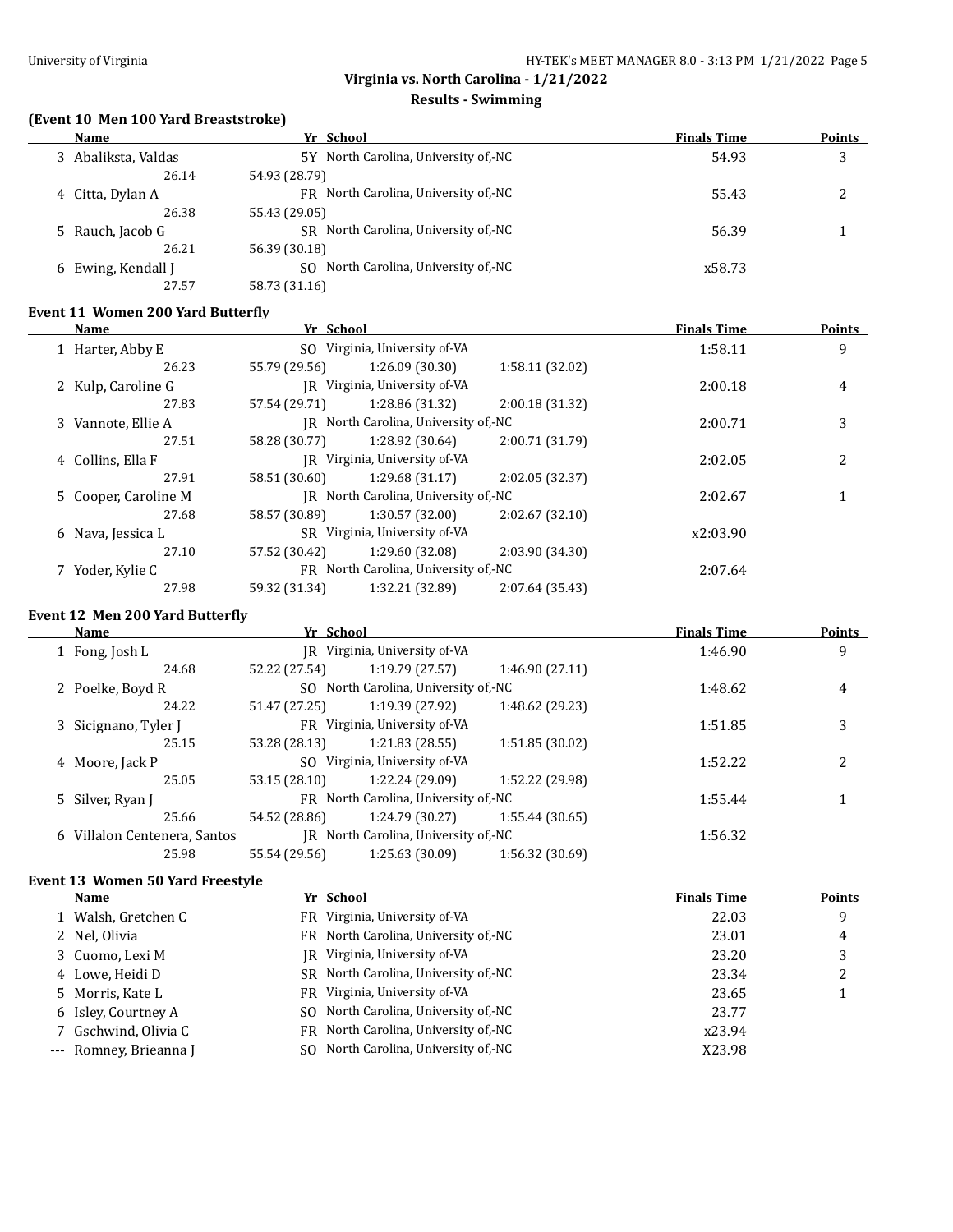**Virginia vs. North Carolina - 1/21/2022**

**Results - Swimming**

### (Event 10 Men 100 Yard Breaststroke)

| | Name | Yr | School | | | Finals Time | Points |
|---|---|---|---|---|---|---|---|
| 3 | Abaliksta, Valdas | 5Y | North Carolina, University of,-NC | | | 54.93 | 3 |
| | 26.14 | 54.93 (28.79) | | | | | |
| 4 | Citta, Dylan A | FR | North Carolina, University of,-NC | | | 55.43 | 2 |
| | 26.38 | 55.43 (29.05) | | | | | |
| 5 | Rauch, Jacob G | SR | North Carolina, University of,-NC | | | 56.39 | 1 |
| | 26.21 | 56.39 (30.18) | | | | | |
| 6 | Ewing, Kendall J | SO | North Carolina, University of,-NC | | | x58.73 | |
| | 27.57 | 58.73 (31.16) | | | | | |

### Event 11 Women 200 Yard Butterfly

| | Name | Yr | School | | | Finals Time | Points |
|---|---|---|---|---|---|---|---|
| 1 | Harter, Abby E | SO | Virginia, University of-VA | | | 1:58.11 | 9 |
| | 26.23 | 55.79 (29.56) | 1:26.09 (30.30) | 1:58.11 (32.02) | | | |
| 2 | Kulp, Caroline G | JR | Virginia, University of-VA | | | 2:00.18 | 4 |
| | 27.83 | 57.54 (29.71) | 1:28.86 (31.32) | 2:00.18 (31.32) | | | |
| 3 | Vannote, Ellie A | JR | North Carolina, University of,-NC | | | 2:00.71 | 3 |
| | 27.51 | 58.28 (30.77) | 1:28.92 (30.64) | 2:00.71 (31.79) | | | |
| 4 | Collins, Ella F | JR | Virginia, University of-VA | | | 2:02.05 | 2 |
| | 27.91 | 58.51 (30.60) | 1:29.68 (31.17) | 2:02.05 (32.37) | | | |
| 5 | Cooper, Caroline M | JR | North Carolina, University of,-NC | | | 2:02.67 | 1 |
| | 27.68 | 58.57 (30.89) | 1:30.57 (32.00) | 2:02.67 (32.10) | | | |
| 6 | Nava, Jessica L | SR | Virginia, University of-VA | | | x2:03.90 | |
| | 27.10 | 57.52 (30.42) | 1:29.60 (32.08) | 2:03.90 (34.30) | | | |
| 7 | Yoder, Kylie C | FR | North Carolina, University of,-NC | | | 2:07.64 | |
| | 27.98 | 59.32 (31.34) | 1:32.21 (32.89) | 2:07.64 (35.43) | | | |

### Event 12 Men 200 Yard Butterfly

| | Name | Yr | School | | | Finals Time | Points |
|---|---|---|---|---|---|---|---|
| 1 | Fong, Josh L | JR | Virginia, University of-VA | | | 1:46.90 | 9 |
| | 24.68 | 52.22 (27.54) | 1:19.79 (27.57) | 1:46.90 (27.11) | | | |
| 2 | Poelke, Boyd R | SO | North Carolina, University of,-NC | | | 1:48.62 | 4 |
| | 24.22 | 51.47 (27.25) | 1:19.39 (27.92) | 1:48.62 (29.23) | | | |
| 3 | Sicignano, Tyler J | FR | Virginia, University of-VA | | | 1:51.85 | 3 |
| | 25.15 | 53.28 (28.13) | 1:21.83 (28.55) | 1:51.85 (30.02) | | | |
| 4 | Moore, Jack P | SO | Virginia, University of-VA | | | 1:52.22 | 2 |
| | 25.05 | 53.15 (28.10) | 1:22.24 (29.09) | 1:52.22 (29.98) | | | |
| 5 | Silver, Ryan J | FR | North Carolina, University of,-NC | | | 1:55.44 | 1 |
| | 25.66 | 54.52 (28.86) | 1:24.79 (30.27) | 1:55.44 (30.65) | | | |
| 6 | Villalon Centenera, Santos | JR | North Carolina, University of,-NC | | | 1:56.32 | |
| | 25.98 | 55.54 (29.56) | 1:25.63 (30.09) | 1:56.32 (30.69) | | | |

### Event 13 Women 50 Yard Freestyle

| | Name | Yr | School | Finals Time | Points |
|---|---|---|---|---|---|
| 1 | Walsh, Gretchen C | FR | Virginia, University of-VA | 22.03 | 9 |
| 2 | Nel, Olivia | FR | North Carolina, University of,-NC | 23.01 | 4 |
| 3 | Cuomo, Lexi M | JR | Virginia, University of-VA | 23.20 | 3 |
| 4 | Lowe, Heidi D | SR | North Carolina, University of,-NC | 23.34 | 2 |
| 5 | Morris, Kate L | FR | Virginia, University of-VA | 23.65 | 1 |
| 6 | Isley, Courtney A | SO | North Carolina, University of,-NC | 23.77 | |
| 7 | Gschwind, Olivia C | FR | North Carolina, University of,-NC | x23.94 | |
| --- | Romney, Brieanna J | SO | North Carolina, University of,-NC | X23.98 | |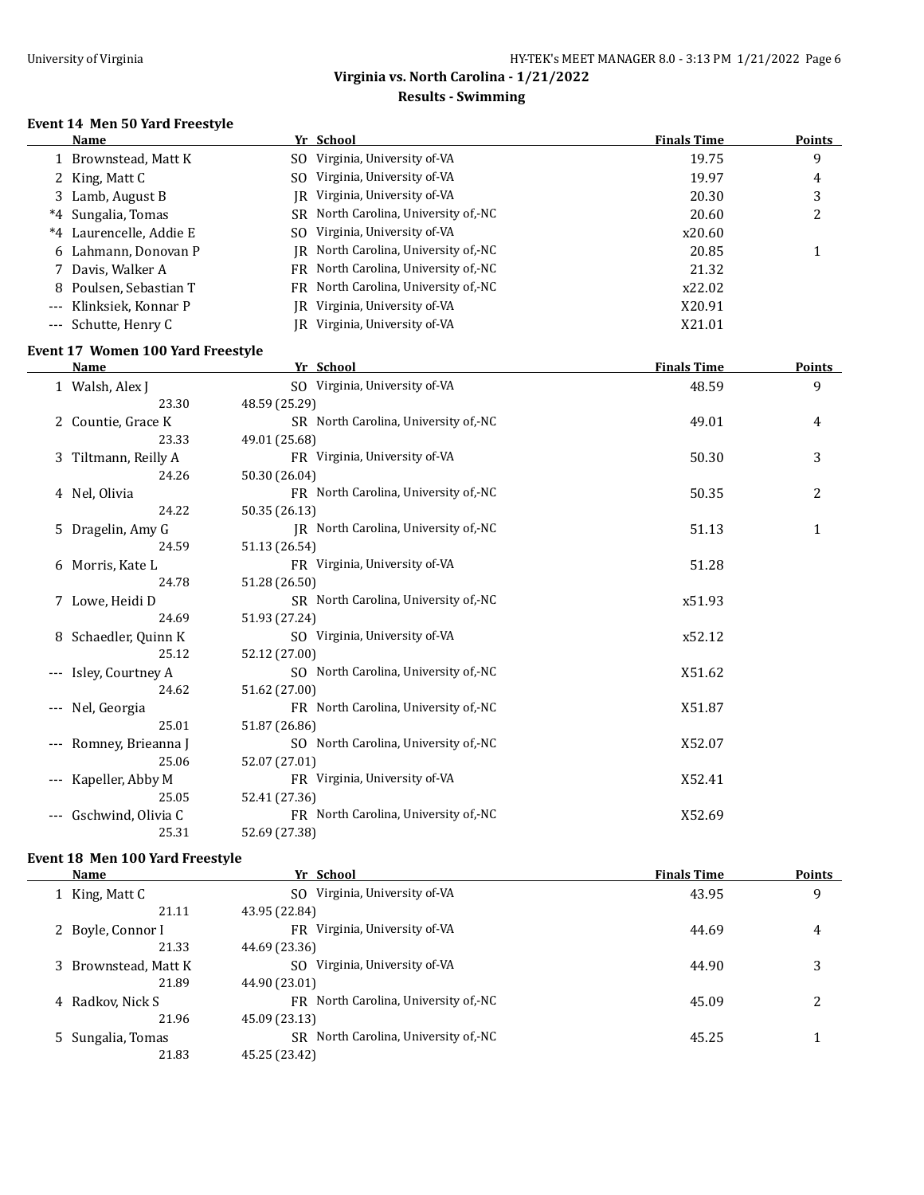University of Virginia

HY-TEK's MEET MANAGER 8.0 - 3:13 PM 1/21/2022

**Virginia vs. North Carolina - 1/21/2022**

**Results - Swimming**

### Event 14 Men 50 Yard Freestyle

| | Name | Yr | School | Finals Time | Points |
|---|---|---|---|---|---|
| 1 | Brownstead, Matt K | SO | Virginia, University of-VA | 19.75 | 9 |
| 2 | King, Matt C | SO | Virginia, University of-VA | 19.97 | 4 |
| 3 | Lamb, August B | JR | Virginia, University of-VA | 20.30 | 3 |
| *4 | Sungalia, Tomas | SR | North Carolina, University of,-NC | 20.60 | 2 |
| *4 | Laurencelle, Addie E | SO | Virginia, University of-VA | x20.60 | |
| 6 | Lahmann, Donovan P | JR | North Carolina, University of,-NC | 20.85 | 1 |
| 7 | Davis, Walker A | FR | North Carolina, University of,-NC | 21.32 | |
| 8 | Poulsen, Sebastian T | FR | North Carolina, University of,-NC | x22.02 | |
| --- | Klinksiek, Konnar P | JR | Virginia, University of-VA | X20.91 | |
| --- | Schutte, Henry C | JR | Virginia, University of-VA | X21.01 | |

### Event 17 Women 100 Yard Freestyle

| | Name | Yr | School | Finals Time | Points |
|---|---|---|---|---|---|
| 1 | Walsh, Alex J | SO | Virginia, University of-VA | 48.59 | 9 |
| | 23.30 | 48.59 (25.29) | | | |
| 2 | Countie, Grace K | SR | North Carolina, University of,-NC | 49.01 | 4 |
| | 23.33 | 49.01 (25.68) | | | |
| 3 | Tiltmann, Reilly A | FR | Virginia, University of-VA | 50.30 | 3 |
| | 24.26 | 50.30 (26.04) | | | |
| 4 | Nel, Olivia | FR | North Carolina, University of,-NC | 50.35 | 2 |
| | 24.22 | 50.35 (26.13) | | | |
| 5 | Dragelin, Amy G | JR | North Carolina, University of,-NC | 51.13 | 1 |
| | 24.59 | 51.13 (26.54) | | | |
| 6 | Morris, Kate L | FR | Virginia, University of-VA | 51.28 | |
| | 24.78 | 51.28 (26.50) | | | |
| 7 | Lowe, Heidi D | SR | North Carolina, University of,-NC | x51.93 | |
| | 24.69 | 51.93 (27.24) | | | |
| 8 | Schaedler, Quinn K | SO | Virginia, University of-VA | x52.12 | |
| | 25.12 | 52.12 (27.00) | | | |
| --- | Isley, Courtney A | SO | North Carolina, University of,-NC | X51.62 | |
| | 24.62 | 51.62 (27.00) | | | |
| --- | Nel, Georgia | FR | North Carolina, University of,-NC | X51.87 | |
| | 25.01 | 51.87 (26.86) | | | |
| --- | Romney, Brieanna J | SO | North Carolina, University of,-NC | X52.07 | |
| | 25.06 | 52.07 (27.01) | | | |
| --- | Kapeller, Abby M | FR | Virginia, University of-VA | X52.41 | |
| | 25.05 | 52.41 (27.36) | | | |
| --- | Gschwind, Olivia C | FR | North Carolina, University of,-NC | X52.69 | |
| | 25.31 | 52.69 (27.38) | | | |

### Event 18 Men 100 Yard Freestyle

| | Name | Yr | School | Finals Time | Points |
|---|---|---|---|---|---|
| 1 | King, Matt C | SO | Virginia, University of-VA | 43.95 | 9 |
| | 21.11 | 43.95 (22.84) | | | |
| 2 | Boyle, Connor I | FR | Virginia, University of-VA | 44.69 | 4 |
| | 21.33 | 44.69 (23.36) | | | |
| 3 | Brownstead, Matt K | SO | Virginia, University of-VA | 44.90 | 3 |
| | 21.89 | 44.90 (23.01) | | | |
| 4 | Radkov, Nick S | FR | North Carolina, University of,-NC | 45.09 | 2 |
| | 21.96 | 45.09 (23.13) | | | |
| 5 | Sungalia, Tomas | SR | North Carolina, University of,-NC | 45.25 | 1 |
| | 21.83 | 45.25 (23.42) | | | |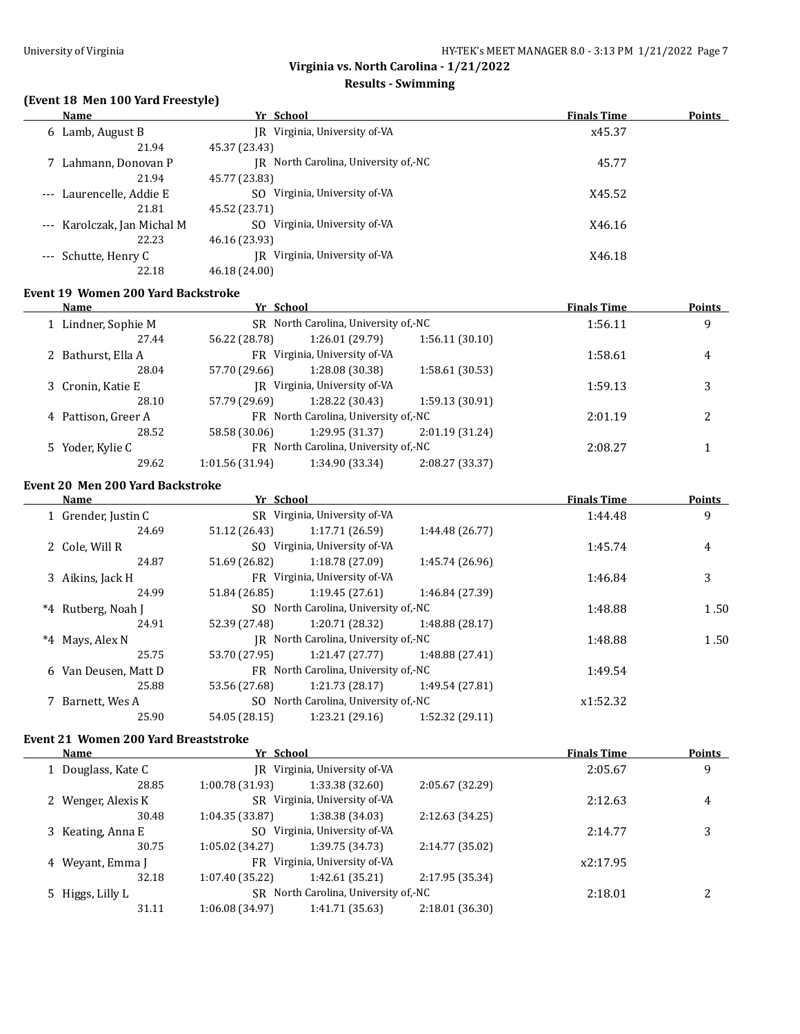Virginia vs. North Carolina - 1/21/2022

Results - Swimming

### (Event 18 Men 100 Yard Freestyle)

| | Name | Yr | School | Finals Time | Points |
|---|---|---|---|---|---|
| 6 | Lamb, August B | JR | Virginia, University of-VA | x45.37 | |
| | 21.94 | 45.37 (23.43) | | | |
| 7 | Lahmann, Donovan P | JR | North Carolina, University of,-NC | 45.77 | |
| | 21.94 | 45.77 (23.83) | | | |
| --- | Laurencelle, Addie E | SO | Virginia, University of-VA | X45.52 | |
| | 21.81 | 45.52 (23.71) | | | |
| --- | Karolczak, Jan Michal M | SO | Virginia, University of-VA | X46.16 | |
| | 22.23 | 46.16 (23.93) | | | |
| --- | Schutte, Henry C | JR | Virginia, University of-VA | X46.18 | |
| | 22.18 | 46.18 (24.00) | | | |

### Event 19 Women 200 Yard Backstroke

| | Name | Yr | School | | | Finals Time | Points |
|---|---|---|---|---|---|---|---|
| 1 | Lindner, Sophie M | SR | North Carolina, University of,-NC | | | 1:56.11 | 9 |
| | 27.44 | 56.22 (28.78) | 1:26.01 (29.79) | 1:56.11 (30.10) | | | |
| 2 | Bathurst, Ella A | FR | Virginia, University of-VA | | | 1:58.61 | 4 |
| | 28.04 | 57.70 (29.66) | 1:28.08 (30.38) | 1:58.61 (30.53) | | | |
| 3 | Cronin, Katie E | JR | Virginia, University of-VA | | | 1:59.13 | 3 |
| | 28.10 | 57.79 (29.69) | 1:28.22 (30.43) | 1:59.13 (30.91) | | | |
| 4 | Pattison, Greer A | FR | North Carolina, University of,-NC | | | 2:01.19 | 2 |
| | 28.52 | 58.58 (30.06) | 1:29.95 (31.37) | 2:01.19 (31.24) | | | |
| 5 | Yoder, Kylie C | FR | North Carolina, University of,-NC | | | 2:08.27 | 1 |
| | 29.62 | 1:01.56 (31.94) | 1:34.90 (33.34) | 2:08.27 (33.37) | | | |

### Event 20 Men 200 Yard Backstroke

| | Name | Yr | School | | | Finals Time | Points |
|---|---|---|---|---|---|---|---|
| 1 | Grender, Justin C | SR | Virginia, University of-VA | | | 1:44.48 | 9 |
| | 24.69 | 51.12 (26.43) | 1:17.71 (26.59) | 1:44.48 (26.77) | | | |
| 2 | Cole, Will R | SO | Virginia, University of-VA | | | 1:45.74 | 4 |
| | 24.87 | 51.69 (26.82) | 1:18.78 (27.09) | 1:45.74 (26.96) | | | |
| 3 | Aikins, Jack H | FR | Virginia, University of-VA | | | 1:46.84 | 3 |
| | 24.99 | 51.84 (26.85) | 1:19.45 (27.61) | 1:46.84 (27.39) | | | |
| *4 | Rutberg, Noah J | SO | North Carolina, University of,-NC | | | 1:48.88 | 1.50 |
| | 24.91 | 52.39 (27.48) | 1:20.71 (28.32) | 1:48.88 (28.17) | | | |
| *4 | Mays, Alex N | JR | North Carolina, University of,-NC | | | 1:48.88 | 1.50 |
| | 25.75 | 53.70 (27.95) | 1:21.47 (27.77) | 1:48.88 (27.41) | | | |
| 6 | Van Deusen, Matt D | FR | North Carolina, University of,-NC | | | 1:49.54 | |
| | 25.88 | 53.56 (27.68) | 1:21.73 (28.17) | 1:49.54 (27.81) | | | |
| 7 | Barnett, Wes A | SO | North Carolina, University of,-NC | | | x1:52.32 | |
| | 25.90 | 54.05 (28.15) | 1:23.21 (29.16) | 1:52.32 (29.11) | | | |

### Event 21 Women 200 Yard Breaststroke

| | Name | Yr | School | | | Finals Time | Points |
|---|---|---|---|---|---|---|---|
| 1 | Douglass, Kate C | JR | Virginia, University of-VA | | | 2:05.67 | 9 |
| | 28.85 | 1:00.78 (31.93) | 1:33.38 (32.60) | 2:05.67 (32.29) | | | |
| 2 | Wenger, Alexis K | SR | Virginia, University of-VA | | | 2:12.63 | 4 |
| | 30.48 | 1:04.35 (33.87) | 1:38.38 (34.03) | 2:12.63 (34.25) | | | |
| 3 | Keating, Anna E | SO | Virginia, University of-VA | | | 2:14.77 | 3 |
| | 30.75 | 1:05.02 (34.27) | 1:39.75 (34.73) | 2:14.77 (35.02) | | | |
| 4 | Weyant, Emma J | FR | Virginia, University of-VA | | | x2:17.95 | |
| | 32.18 | 1:07.40 (35.22) | 1:42.61 (35.21) | 2:17.95 (35.34) | | | |
| 5 | Higgs, Lilly L | SR | North Carolina, University of,-NC | | | 2:18.01 | 2 |
| | 31.11 | 1:06.08 (34.97) | 1:41.71 (35.63) | 2:18.01 (36.30) | | | |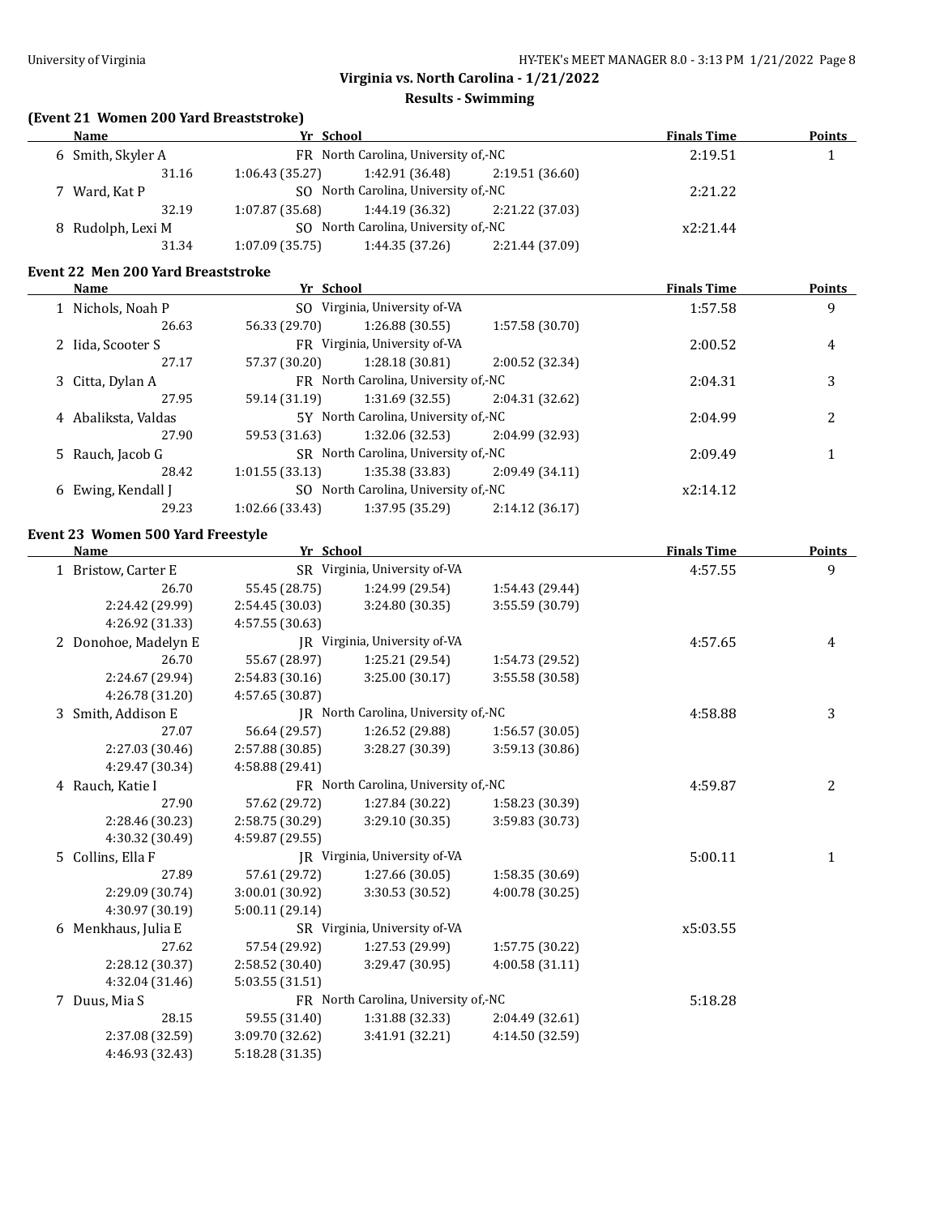## Virginia vs. North Carolina - 1/21/2022

### Results - Swimming

**(Event 21 Women 200 Yard Breaststroke)**

| | Name | Yr | School | Finals Time | Points |
|---|---|---|---|---|---|
| 6 | Smith, Skyler A | FR | North Carolina, University of,-NC | 2:19.51 | 1 |
| | 31.16 / 1:06.43 (35.27) / 1:42.91 (36.48) / 2:19.51 (36.60) | | | | |
| 7 | Ward, Kat P | SO | North Carolina, University of,-NC | 2:21.22 | |
| | 32.19 / 1:07.87 (35.68) / 1:44.19 (36.32) / 2:21.22 (37.03) | | | | |
| 8 | Rudolph, Lexi M | SO | North Carolina, University of,-NC | x2:21.44 | |
| | 31.34 / 1:07.09 (35.75) / 1:44.35 (37.26) / 2:21.44 (37.09) | | | | |

**Event 22 Men 200 Yard Breaststroke**

| | Name | Yr | School | Finals Time | Points |
|---|---|---|---|---|---|
| 1 | Nichols, Noah P | SO | Virginia, University of-VA | 1:57.58 | 9 |
| | 26.63 / 56.33 (29.70) / 1:26.88 (30.55) / 1:57.58 (30.70) | | | | |
| 2 | Iida, Scooter S | FR | Virginia, University of-VA | 2:00.52 | 4 |
| | 27.17 / 57.37 (30.20) / 1:28.18 (30.81) / 2:00.52 (32.34) | | | | |
| 3 | Citta, Dylan A | FR | North Carolina, University of,-NC | 2:04.31 | 3 |
| | 27.95 / 59.14 (31.19) / 1:31.69 (32.55) / 2:04.31 (32.62) | | | | |
| 4 | Abaliksta, Valdas | 5Y | North Carolina, University of,-NC | 2:04.99 | 2 |
| | 27.90 / 59.53 (31.63) / 1:32.06 (32.53) / 2:04.99 (32.93) | | | | |
| 5 | Rauch, Jacob G | SR | North Carolina, University of,-NC | 2:09.49 | 1 |
| | 28.42 / 1:01.55 (33.13) / 1:35.38 (33.83) / 2:09.49 (34.11) | | | | |
| 6 | Ewing, Kendall J | SO | North Carolina, University of,-NC | x2:14.12 | |
| | 29.23 / 1:02.66 (33.43) / 1:37.95 (35.29) / 2:14.12 (36.17) | | | | |

**Event 23 Women 500 Yard Freestyle**

| | Name | Yr | School | Finals Time | Points |
|---|---|---|---|---|---|
| 1 | Bristow, Carter E | SR | Virginia, University of-VA | 4:57.55 | 9 |
| | 26.70 / 55.45 (28.75) / 1:24.99 (29.54) / 1:54.43 (29.44) / 2:24.42 (29.99) / 2:54.45 (30.03) / 3:24.80 (30.35) / 3:55.59 (30.79) / 4:26.92 (31.33) / 4:57.55 (30.63) | | | | |
| 2 | Donohoe, Madelyn E | JR | Virginia, University of-VA | 4:57.65 | 4 |
| | 26.70 / 55.67 (28.97) / 1:25.21 (29.54) / 1:54.73 (29.52) / 2:24.67 (29.94) / 2:54.83 (30.16) / 3:25.00 (30.17) / 3:55.58 (30.58) / 4:26.78 (31.20) / 4:57.65 (30.87) | | | | |
| 3 | Smith, Addison E | JR | North Carolina, University of,-NC | 4:58.88 | 3 |
| | 27.07 / 56.64 (29.57) / 1:26.52 (29.88) / 1:56.57 (30.05) / 2:27.03 (30.46) / 2:57.88 (30.85) / 3:28.27 (30.39) / 3:59.13 (30.86) / 4:29.47 (30.34) / 4:58.88 (29.41) | | | | |
| 4 | Rauch, Katie I | FR | North Carolina, University of,-NC | 4:59.87 | 2 |
| | 27.90 / 57.62 (29.72) / 1:27.84 (30.22) / 1:58.23 (30.39) / 2:28.46 (30.23) / 2:58.75 (30.29) / 3:29.10 (30.35) / 3:59.83 (30.73) / 4:30.32 (30.49) / 4:59.87 (29.55) | | | | |
| 5 | Collins, Ella F | JR | Virginia, University of-VA | 5:00.11 | 1 |
| | 27.89 / 57.61 (29.72) / 1:27.66 (30.05) / 1:58.35 (30.69) / 2:29.09 (30.74) / 3:00.01 (30.92) / 3:30.53 (30.52) / 4:00.78 (30.25) / 4:30.97 (30.19) / 5:00.11 (29.14) | | | | |
| 6 | Menkhaus, Julia E | SR | Virginia, University of-VA | x5:03.55 | |
| | 27.62 / 57.54 (29.92) / 1:27.53 (29.99) / 1:57.75 (30.22) / 2:28.12 (30.37) / 2:58.52 (30.40) / 3:29.47 (30.95) / 4:00.58 (31.11) / 4:32.04 (31.46) / 5:03.55 (31.51) | | | | |
| 7 | Duus, Mia S | FR | North Carolina, University of,-NC | 5:18.28 | |
| | 28.15 / 59.55 (31.40) / 1:31.88 (32.33) / 2:04.49 (32.61) / 2:37.08 (32.59) / 3:09.70 (32.62) / 3:41.91 (32.21) / 4:14.50 (32.59) / 4:46.93 (32.43) / 5:18.28 (31.35) | | | | |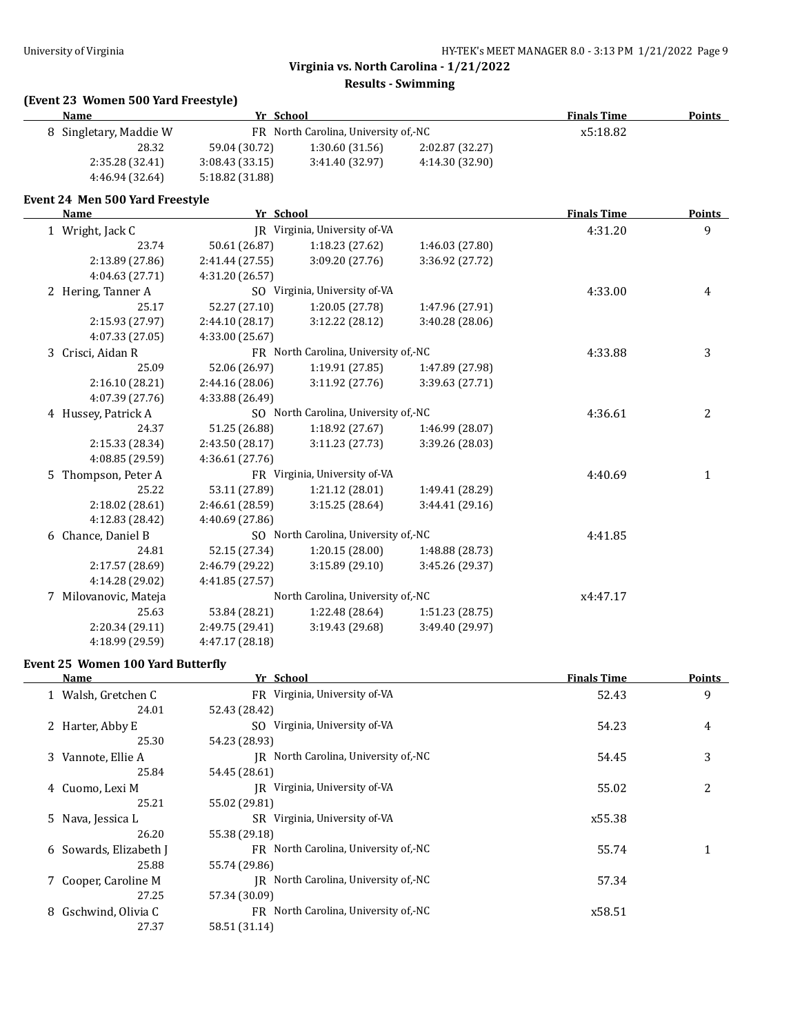## Virginia vs. North Carolina - 1/21/2022

### Results - Swimming

**(Event 23 Women 500 Yard Freestyle)**

| | Name | Yr | School | Finals Time | Points |
|---|---|---|---|---|---|
| 8 | Singletary, Maddie W | FR | North Carolina, University of,-NC | x5:18.82 | |

28.32 | 59.04 (30.72) | 1:30.60 (31.56) | 2:02.87 (32.27)
2:35.28 (32.41) | 3:08.43 (33.15) | 3:41.40 (32.97) | 4:14.30 (32.90)
4:46.94 (32.64) | 5:18.82 (31.88)

**Event 24 Men 500 Yard Freestyle**

| | Name | Yr | School | Finals Time | Points |
|---|---|---|---|---|---|
| 1 | Wright, Jack C | JR | Virginia, University of-VA | 4:31.20 | 9 |
| | 23.74 / 50.61 (26.87) / 1:18.23 (27.62) / 1:46.03 (27.80) / 2:13.89 (27.86) / 2:41.44 (27.55) / 3:09.20 (27.76) / 3:36.92 (27.72) / 4:04.63 (27.71) / 4:31.20 (26.57) | | | | |
| 2 | Hering, Tanner A | SO | Virginia, University of-VA | 4:33.00 | 4 |
| | 25.17 / 52.27 (27.10) / 1:20.05 (27.78) / 1:47.96 (27.91) / 2:15.93 (27.97) / 2:44.10 (28.17) / 3:12.22 (28.12) / 3:40.28 (28.06) / 4:07.33 (27.05) / 4:33.00 (25.67) | | | | |
| 3 | Crisci, Aidan R | FR | North Carolina, University of,-NC | 4:33.88 | 3 |
| | 25.09 / 52.06 (26.97) / 1:19.91 (27.85) / 1:47.89 (27.98) / 2:16.10 (28.21) / 2:44.16 (28.06) / 3:11.92 (27.76) / 3:39.63 (27.71) / 4:07.39 (27.76) / 4:33.88 (26.49) | | | | |
| 4 | Hussey, Patrick A | SO | North Carolina, University of,-NC | 4:36.61 | 2 |
| | 24.37 / 51.25 (26.88) / 1:18.92 (27.67) / 1:46.99 (28.07) / 2:15.33 (28.34) / 2:43.50 (28.17) / 3:11.23 (27.73) / 3:39.26 (28.03) / 4:08.85 (29.59) / 4:36.61 (27.76) | | | | |
| 5 | Thompson, Peter A | FR | Virginia, University of-VA | 4:40.69 | 1 |
| | 25.22 / 53.11 (27.89) / 1:21.12 (28.01) / 1:49.41 (28.29) / 2:18.02 (28.61) / 2:46.61 (28.59) / 3:15.25 (28.64) / 3:44.41 (29.16) / 4:12.83 (28.42) / 4:40.69 (27.86) | | | | |
| 6 | Chance, Daniel B | SO | North Carolina, University of,-NC | 4:41.85 | |
| | 24.81 / 52.15 (27.34) / 1:20.15 (28.00) / 1:48.88 (28.73) / 2:17.57 (28.69) / 2:46.79 (29.22) / 3:15.89 (29.10) / 3:45.26 (29.37) / 4:14.28 (29.02) / 4:41.85 (27.57) | | | | |
| 7 | Milovanovic, Mateja | | North Carolina, University of,-NC | x4:47.17 | |
| | 25.63 / 53.84 (28.21) / 1:22.48 (28.64) / 1:51.23 (28.75) / 2:20.34 (29.11) / 2:49.75 (29.41) / 3:19.43 (29.68) / 3:49.40 (29.97) / 4:18.99 (29.59) / 4:47.17 (28.18) | | | | |

**Event 25 Women 100 Yard Butterfly**

| | Name | Yr | School | Finals Time | Points |
|---|---|---|---|---|---|
| 1 | Walsh, Gretchen C | FR | Virginia, University of-VA | 52.43 | 9 |
| | 24.01 / 52.43 (28.42) | | | | |
| 2 | Harter, Abby E | SO | Virginia, University of-VA | 54.23 | 4 |
| | 25.30 / 54.23 (28.93) | | | | |
| 3 | Vannote, Ellie A | JR | North Carolina, University of,-NC | 54.45 | 3 |
| | 25.84 / 54.45 (28.61) | | | | |
| 4 | Cuomo, Lexi M | JR | Virginia, University of-VA | 55.02 | 2 |
| | 25.21 / 55.02 (29.81) | | | | |
| 5 | Nava, Jessica L | SR | Virginia, University of-VA | x55.38 | |
| | 26.20 / 55.38 (29.18) | | | | |
| 6 | Sowards, Elizabeth J | FR | North Carolina, University of,-NC | 55.74 | 1 |
| | 25.88 / 55.74 (29.86) | | | | |
| 7 | Cooper, Caroline M | JR | North Carolina, University of,-NC | 57.34 | |
| | 27.25 / 57.34 (30.09) | | | | |
| 8 | Gschwind, Olivia C | FR | North Carolina, University of,-NC | x58.51 | |
| | 27.37 / 58.51 (31.14) | | | | |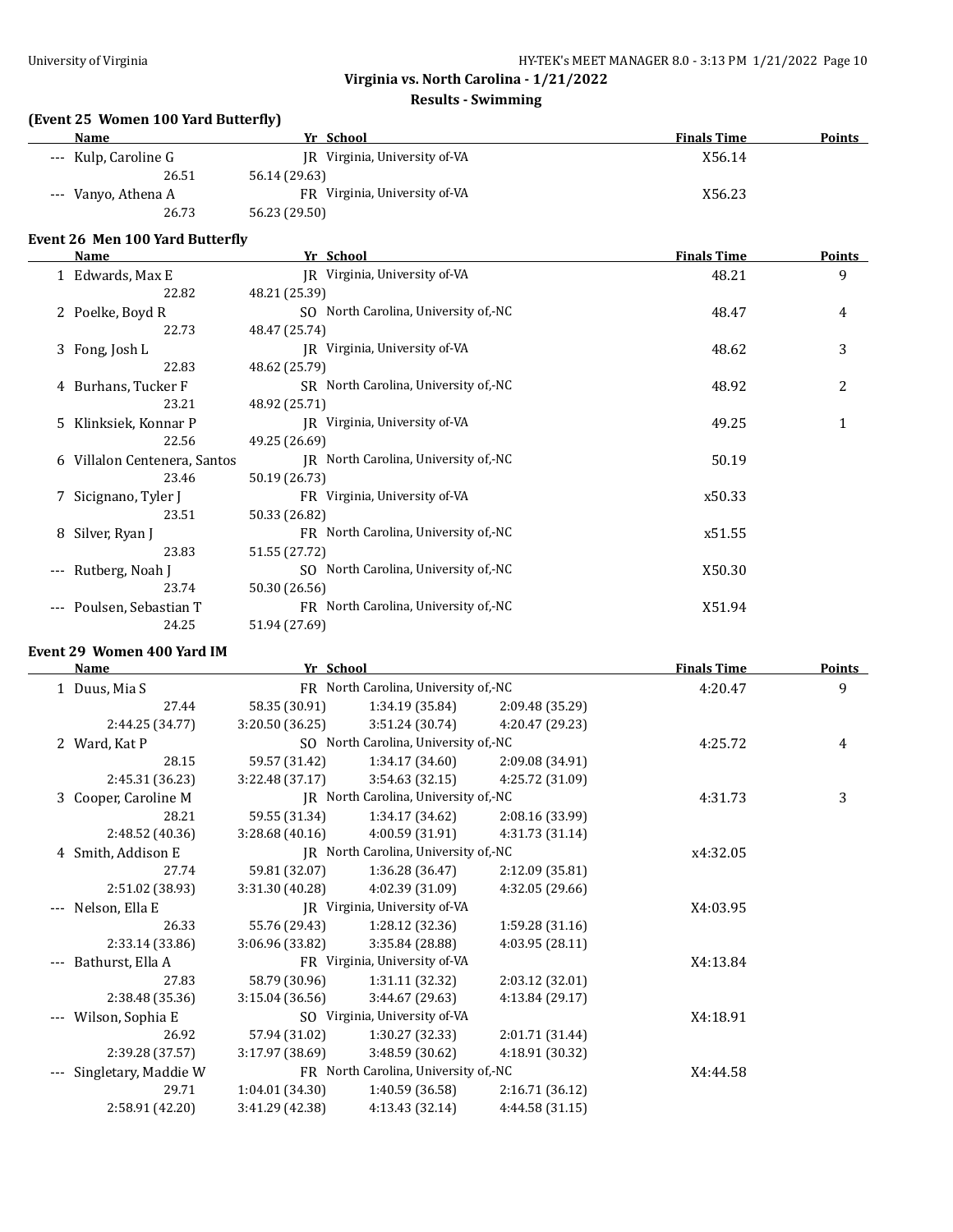**Virginia vs. North Carolina - 1/21/2022**

**Results - Swimming**

### (Event 25 Women 100 Yard Butterfly)

| | Name | Yr | School | Finals Time | Points |
|---|---|---|---|---|---|
| --- | Kulp, Caroline G | JR | Virginia, University of-VA | X56.14 | |
| | 26.51 | 56.14 (29.63) | | | |
| --- | Vanyo, Athena A | FR | Virginia, University of-VA | X56.23 | |
| | 26.73 | 56.23 (29.50) | | | |

### Event 26 Men 100 Yard Butterfly

| | Name | Yr | School | Finals Time | Points |
|---|---|---|---|---|---|
| 1 | Edwards, Max E | JR | Virginia, University of-VA | 48.21 | 9 |
| | 22.82 | 48.21 (25.39) | | | |
| 2 | Poelke, Boyd R | SO | North Carolina, University of,-NC | 48.47 | 4 |
| | 22.73 | 48.47 (25.74) | | | |
| 3 | Fong, Josh L | JR | Virginia, University of-VA | 48.62 | 3 |
| | 22.83 | 48.62 (25.79) | | | |
| 4 | Burhans, Tucker F | SR | North Carolina, University of,-NC | 48.92 | 2 |
| | 23.21 | 48.92 (25.71) | | | |
| 5 | Klinksiek, Konnar P | JR | Virginia, University of-VA | 49.25 | 1 |
| | 22.56 | 49.25 (26.69) | | | |
| 6 | Villalon Centenera, Santos | JR | North Carolina, University of,-NC | 50.19 | |
| | 23.46 | 50.19 (26.73) | | | |
| 7 | Sicignano, Tyler J | FR | Virginia, University of-VA | x50.33 | |
| | 23.51 | 50.33 (26.82) | | | |
| 8 | Silver, Ryan J | FR | North Carolina, University of,-NC | x51.55 | |
| | 23.83 | 51.55 (27.72) | | | |
| --- | Rutberg, Noah J | SO | North Carolina, University of,-NC | X50.30 | |
| | 23.74 | 50.30 (26.56) | | | |
| --- | Poulsen, Sebastian T | FR | North Carolina, University of,-NC | X51.94 | |
| | 24.25 | 51.94 (27.69) | | | |

### Event 29 Women 400 Yard IM

| | Name | Yr | School | | Finals Time | Points |
|---|---|---|---|---|---|---|
| 1 | Duus, Mia S | FR | North Carolina, University of,-NC | | 4:20.47 | 9 |
| | 27.44 | 58.35 (30.91) | 1:34.19 (35.84) | 2:09.48 (35.29) | | |
| | 2:44.25 (34.77) | 3:20.50 (36.25) | 3:51.24 (30.74) | 4:20.47 (29.23) | | |
| 2 | Ward, Kat P | SO | North Carolina, University of,-NC | | 4:25.72 | 4 |
| | 28.15 | 59.57 (31.42) | 1:34.17 (34.60) | 2:09.08 (34.91) | | |
| | 2:45.31 (36.23) | 3:22.48 (37.17) | 3:54.63 (32.15) | 4:25.72 (31.09) | | |
| 3 | Cooper, Caroline M | JR | North Carolina, University of,-NC | | 4:31.73 | 3 |
| | 28.21 | 59.55 (31.34) | 1:34.17 (34.62) | 2:08.16 (33.99) | | |
| | 2:48.52 (40.36) | 3:28.68 (40.16) | 4:00.59 (31.91) | 4:31.73 (31.14) | | |
| 4 | Smith, Addison E | JR | North Carolina, University of,-NC | | x4:32.05 | |
| | 27.74 | 59.81 (32.07) | 1:36.28 (36.47) | 2:12.09 (35.81) | | |
| | 2:51.02 (38.93) | 3:31.30 (40.28) | 4:02.39 (31.09) | 4:32.05 (29.66) | | |
| --- | Nelson, Ella E | JR | Virginia, University of-VA | | X4:03.95 | |
| | 26.33 | 55.76 (29.43) | 1:28.12 (32.36) | 1:59.28 (31.16) | | |
| | 2:33.14 (33.86) | 3:06.96 (33.82) | 3:35.84 (28.88) | 4:03.95 (28.11) | | |
| --- | Bathurst, Ella A | FR | Virginia, University of-VA | | X4:13.84 | |
| | 27.83 | 58.79 (30.96) | 1:31.11 (32.32) | 2:03.12 (32.01) | | |
| | 2:38.48 (35.36) | 3:15.04 (36.56) | 3:44.67 (29.63) | 4:13.84 (29.17) | | |
| --- | Wilson, Sophia E | SO | Virginia, University of-VA | | X4:18.91 | |
| | 26.92 | 57.94 (31.02) | 1:30.27 (32.33) | 2:01.71 (31.44) | | |
| | 2:39.28 (37.57) | 3:17.97 (38.69) | 3:48.59 (30.62) | 4:18.91 (30.32) | | |
| --- | Singletary, Maddie W | FR | North Carolina, University of,-NC | | X4:44.58 | |
| | 29.71 | 1:04.01 (34.30) | 1:40.59 (36.58) | 2:16.71 (36.12) | | |
| | 2:58.91 (42.20) | 3:41.29 (42.38) | 4:13.43 (32.14) | 4:44.58 (31.15) | | |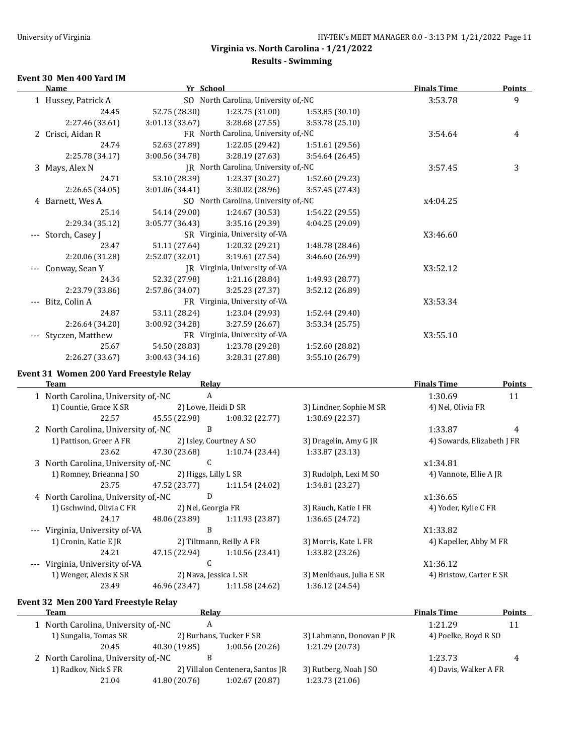**Virginia vs. North Carolina - 1/21/2022**

**Results - Swimming**

### Event 30 Men 400 Yard IM

| Name | Yr | School | | | Finals Time | Points |
|---|---|---|---|---|---|---|
| 1 Hussey, Patrick A | SO | North Carolina, University of,-NC | | | 3:53.78 | 9 |
| 24.45 | 52.75 (28.30) | 1:23.75 (31.00) | 1:53.85 (30.10) | | | |
| 2:27.46 (33.61) | 3:01.13 (33.67) | 3:28.68 (27.55) | 3:53.78 (25.10) | | | |
| 2 Crisci, Aidan R | FR | North Carolina, University of,-NC | | | 3:54.64 | 4 |
| 24.74 | 52.63 (27.89) | 1:22.05 (29.42) | 1:51.61 (29.56) | | | |
| 2:25.78 (34.17) | 3:00.56 (34.78) | 3:28.19 (27.63) | 3:54.64 (26.45) | | | |
| 3 Mays, Alex N | JR | North Carolina, University of,-NC | | | 3:57.45 | 3 |
| 24.71 | 53.10 (28.39) | 1:23.37 (30.27) | 1:52.60 (29.23) | | | |
| 2:26.65 (34.05) | 3:01.06 (34.41) | 3:30.02 (28.96) | 3:57.45 (27.43) | | | |
| 4 Barnett, Wes A | SO | North Carolina, University of,-NC | | | x4:04.25 | |
| 25.14 | 54.14 (29.00) | 1:24.67 (30.53) | 1:54.22 (29.55) | | | |
| 2:29.34 (35.12) | 3:05.77 (36.43) | 3:35.16 (29.39) | 4:04.25 (29.09) | | | |
| --- Storch, Casey J | SR | Virginia, University of-VA | | | X3:46.60 | |
| 23.47 | 51.11 (27.64) | 1:20.32 (29.21) | 1:48.78 (28.46) | | | |
| 2:20.06 (31.28) | 2:52.07 (32.01) | 3:19.61 (27.54) | 3:46.60 (26.99) | | | |
| --- Conway, Sean Y | JR | Virginia, University of-VA | | | X3:52.12 | |
| 24.34 | 52.32 (27.98) | 1:21.16 (28.84) | 1:49.93 (28.77) | | | |
| 2:23.79 (33.86) | 2:57.86 (34.07) | 3:25.23 (27.37) | 3:52.12 (26.89) | | | |
| --- Bitz, Colin A | FR | Virginia, University of-VA | | | X3:53.34 | |
| 24.87 | 53.11 (28.24) | 1:23.04 (29.93) | 1:52.44 (29.40) | | | |
| 2:26.64 (34.20) | 3:00.92 (34.28) | 3:27.59 (26.67) | 3:53.34 (25.75) | | | |
| --- Styczen, Matthew | FR | Virginia, University of-VA | | | X3:55.10 | |
| 25.67 | 54.50 (28.83) | 1:23.78 (29.28) | 1:52.60 (28.82) | | | |
| 2:26.27 (33.67) | 3:00.43 (34.16) | 3:28.31 (27.88) | 3:55.10 (26.79) | | | |

### Event 31 Women 200 Yard Freestyle Relay

| Team | Relay | | | Finals Time | Points |
|---|---|---|---|---|---|
| 1 North Carolina, University of,-NC | A | | | 1:30.69 | 11 |
| 1) Countie, Grace K SR | 2) Lowe, Heidi D SR | 3) Lindner, Sophie M SR | 4) Nel, Olivia FR | | |
| 22.57 | 45.55 (22.98) | 1:08.32 (22.77) | 1:30.69 (22.37) | | |
| 2 North Carolina, University of,-NC | B | | | 1:33.87 | 4 |
| 1) Pattison, Greer A FR | 2) Isley, Courtney A SO | 3) Dragelin, Amy G JR | 4) Sowards, Elizabeth J FR | | |
| 23.62 | 47.30 (23.68) | 1:10.74 (23.44) | 1:33.87 (23.13) | | |
| 3 North Carolina, University of,-NC | C | | | x1:34.81 | |
| 1) Romney, Brieanna J SO | 2) Higgs, Lilly L SR | 3) Rudolph, Lexi M SO | 4) Vannote, Ellie A JR | | |
| 23.75 | 47.52 (23.77) | 1:11.54 (24.02) | 1:34.81 (23.27) | | |
| 4 North Carolina, University of,-NC | D | | | x1:36.65 | |
| 1) Gschwind, Olivia C FR | 2) Nel, Georgia FR | 3) Rauch, Katie I FR | 4) Yoder, Kylie C FR | | |
| 24.17 | 48.06 (23.89) | 1:11.93 (23.87) | 1:36.65 (24.72) | | |
| --- Virginia, University of-VA | B | | | X1:33.82 | |
| 1) Cronin, Katie E JR | 2) Tiltmann, Reilly A FR | 3) Morris, Kate L FR | 4) Kapeller, Abby M FR | | |
| 24.21 | 47.15 (22.94) | 1:10.56 (23.41) | 1:33.82 (23.26) | | |
| --- Virginia, University of-VA | C | | | X1:36.12 | |
| 1) Wenger, Alexis K SR | 2) Nava, Jessica L SR | 3) Menkhaus, Julia E SR | 4) Bristow, Carter E SR | | |
| 23.49 | 46.96 (23.47) | 1:11.58 (24.62) | 1:36.12 (24.54) | | |

### Event 32 Men 200 Yard Freestyle Relay

| Team | Relay | | | Finals Time | Points |
|---|---|---|---|---|---|
| 1 North Carolina, University of,-NC | A | | | 1:21.29 | 11 |
| 1) Sungalia, Tomas SR | 2) Burhans, Tucker F SR | 3) Lahmann, Donovan P JR | 4) Poelke, Boyd R SO | | |
| 20.45 | 40.30 (19.85) | 1:00.56 (20.26) | 1:21.29 (20.73) | | |
| 2 North Carolina, University of,-NC | B | | | 1:23.73 | 4 |
| 1) Radkov, Nick S FR | 2) Villalon Centenera, Santos JR | 3) Rutberg, Noah J SO | 4) Davis, Walker A FR | | |
| 21.04 | 41.80 (20.76) | 1:02.67 (20.87) | 1:23.73 (21.06) | | |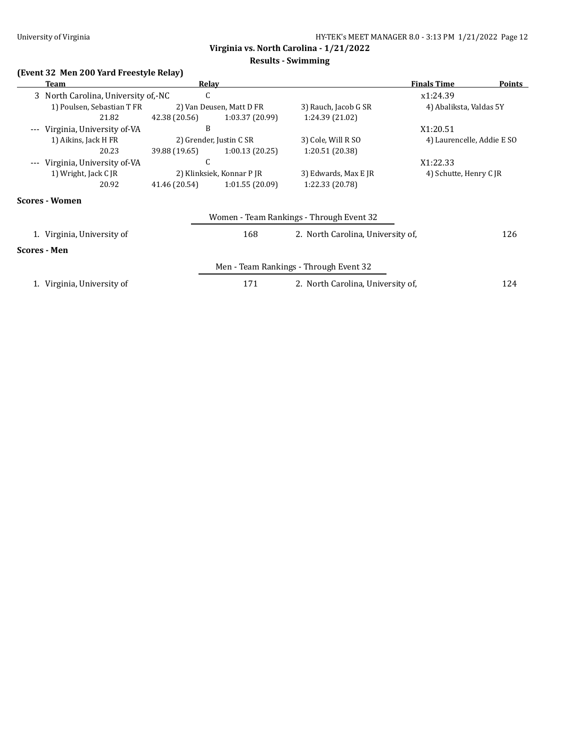**Virginia vs. North Carolina - 1/21/2022**

**Results - Swimming**

**(Event 32 Men 200 Yard Freestyle Relay)**

| Team | Relay | | | Finals Time | Points |
|---|---|---|---|---|---|
| 3 North Carolina, University of,-NC | C | | | x1:24.39 | |
| 1) Poulsen, Sebastian T FR | 2) Van Deusen, Matt D FR | 3) Rauch, Jacob G SR | | 4) Abaliksta, Valdas 5Y | |
| 21.82 | 42.38 (20.56) | 1:03.37 (20.99) | 1:24.39 (21.02) | | |
| --- Virginia, University of-VA | B | | | X1:20.51 | |
| 1) Aikins, Jack H FR | 2) Grender, Justin C SR | 3) Cole, Will R SO | | 4) Laurencelle, Addie E SO | |
| 20.23 | 39.88 (19.65) | 1:00.13 (20.25) | 1:20.51 (20.38) | | |
| --- Virginia, University of-VA | C | | | X1:22.33 | |
| 1) Wright, Jack C JR | 2) Klinksiek, Konnar P JR | 3) Edwards, Max E JR | | 4) Schutte, Henry C JR | |
| 20.92 | 41.46 (20.54) | 1:01.55 (20.09) | 1:22.33 (20.78) | | |

**Scores - Women**

Women - Team Rankings - Through Event 32

| | | | |
|---|---|---|---|
| 1. Virginia, University of | 168 | 2. North Carolina, University of, | 126 |

**Scores - Men**

Men - Team Rankings - Through Event 32

| | | | |
|---|---|---|---|
| 1. Virginia, University of | 171 | 2. North Carolina, University of, | 124 |